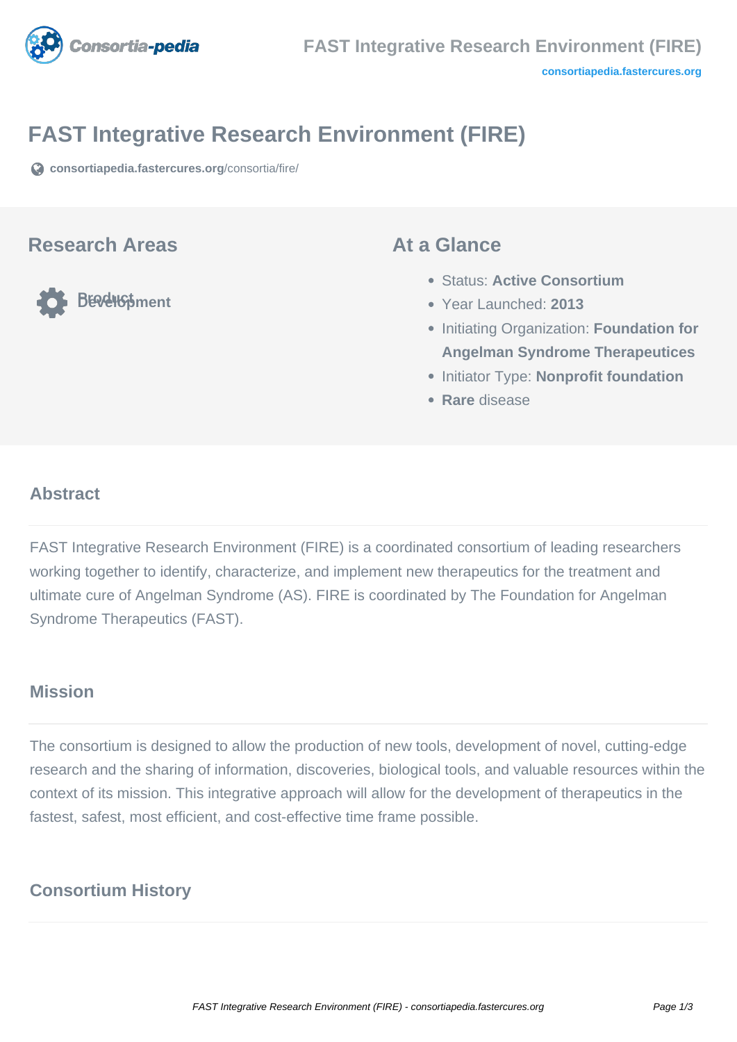# FAST Integrative Research Environment (FIRE)

consortiapedia.fastercures.org/consortia/fire/

## Research Areas

Product Development

## At a Glance

- Status: **Active Consortium**
- Year Launched: **2013**
- Initiating Organization: **Foundation for Angelman Syndrome Therapeutices**
- Initiator Type: **Nonprofit foundation**
- **Rare** disease

## Abstract

FAST Integrative Research Environment (FIRE) is a coordinated consortium of leading researchers working together to identify, characterize, and implement new therapeutics for the treatment and ultimate cure of Angelman Syndrome (AS). FIRE is coordinated by The Foundation for Angelman Syndrome Therapeutics (FAST).

## Mission

The consortium is designed to allow the production of new tools, development of novel, cutting-edge research and the sharing of information, discoveries, biological tools, and valuable resources within the context of its mission. This integrative approach will allow for the development of therapeutics in the fastest, safest, most efficient, and cost-effective time frame possible.

## Consortium History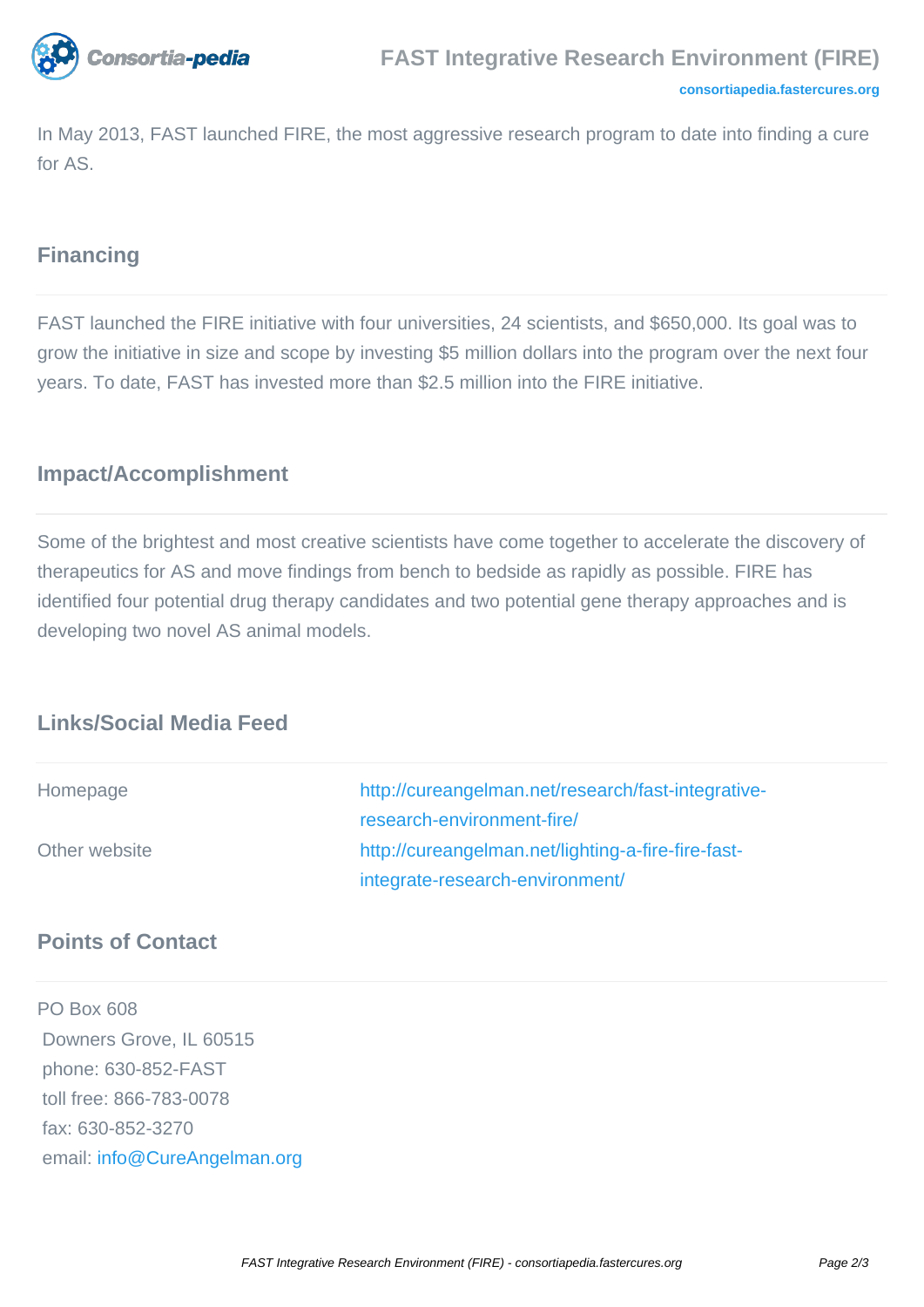In May 2013, FAST launched FIRE, the most aggressive research program to date into finding a cure for AS.

## Financing

FAST launched the FIRE initiative with four universities, 24 scientists, and $650,000. Its goal was to grow the initiative in size and scope by investing $5 million dollars into the program over the next four years. To date, FAST has invested more than $2.5 million into the FIRE initiative.

## Impact/Accomplishment

Some of the brightest and most creative scientists have come together to accelerate the discovery of therapeutics for AS and move findings from bench to bedside as rapidly as possible. FIRE has identified four potential drug therapy candidates and two potential gene therapy approaches and is developing two novel AS animal models.

## Links/Social Media Feed

| | |
|---|---|
| Homepage | http://cureangelman.net/research/fast-integrative-research-environment-fire/ |
| Other website | http://cureangelman.net/lighting-a-fire-fire-fast-integrate-research-environment/ |

## Points of Contact

PO Box 608
Downers Grove, IL 60515
phone: 630-852-FAST
toll free: 866-783-0078
fax: 630-852-3270
email: info@CureAngelman.org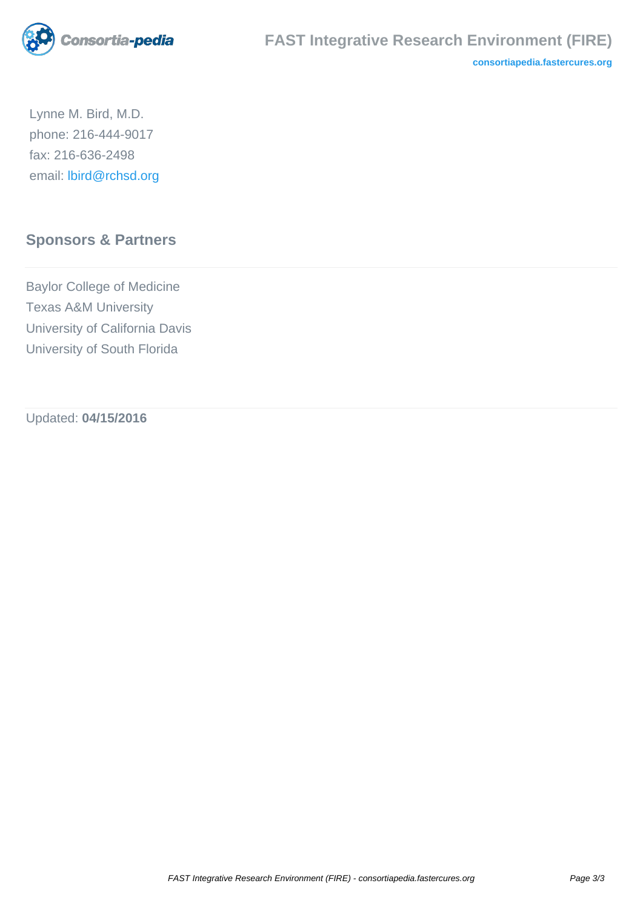Lynne M. Bird, M.D.
phone: 216-444-9017
fax: 216-636-2498
email: lbird@rchsd.org

## Sponsors & Partners

Baylor College of Medicine
Texas A&M University
University of California Davis
University of South Florida

Updated: **04/15/2016**